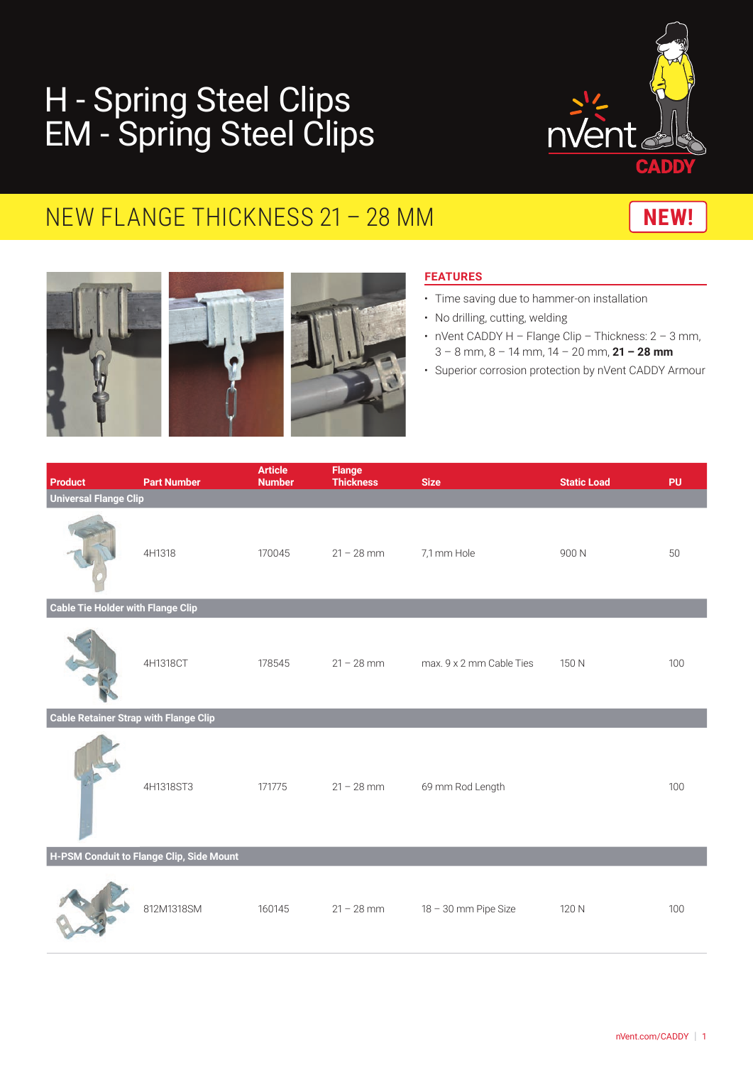# H - Spring Steel Clips
# EM - Spring Steel Clips

## NEW FLANGE THICKNESS 21 – 28 MM

**NEW!**

### FEATURES

- Time saving due to hammer-on installation
- No drilling, cutting, welding
- nVent CADDY H – Flange Clip – Thickness: 2 – 3 mm, 3 – 8 mm, 8 – 14 mm, 14 – 20 mm, **21 – 28 mm**
- Superior corrosion protection by nVent CADDY Armour

| Product | Part Number | Article Number | Flange Thickness | Size | Static Load | PU |
|---|---|---|---|---|---|---|
| **Universal Flange Clip** | | | | | | |
| | 4H1318 | 170045 | 21 – 28 mm | 7,1 mm Hole | 900 N | 50 |
| **Cable Tie Holder with Flange Clip** | | | | | | |
| | 4H1318CT | 178545 | 21 – 28 mm | max. 9 x 2 mm Cable Ties | 150 N | 100 |
| **Cable Retainer Strap with Flange Clip** | | | | | | |
| | 4H1318ST3 | 171775 | 21 – 28 mm | 69 mm Rod Length | | 100 |
| **H-PSM Conduit to Flange Clip, Side Mount** | | | | | | |
| | 812M1318SM | 160145 | 21 – 28 mm | 18 – 30 mm Pipe Size | 120 N | 100 |

nVent.com/CADDY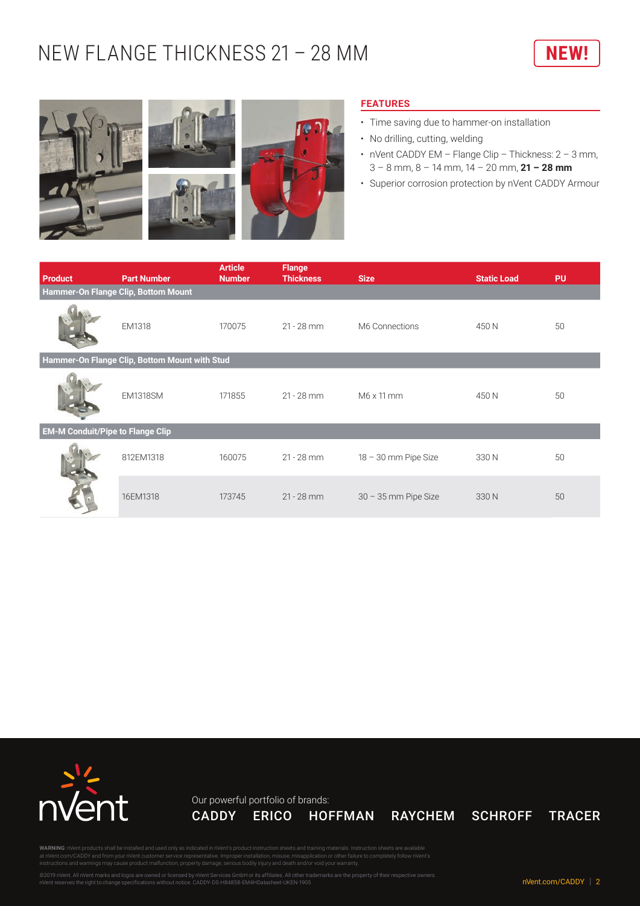# NEW FLANGE THICKNESS 21 – 28 MM

**NEW!**

## FEATURES

- Time saving due to hammer-on installation
- No drilling, cutting, welding
- nVent CADDY EM – Flange Clip – Thickness: 2 – 3 mm, 3 – 8 mm, 8 – 14 mm, 14 – 20 mm, **21 – 28 mm**
- Superior corrosion protection by nVent CADDY Armour

| Product | Part Number | Article Number | Flange Thickness | Size | Static Load | PU |
|---|---|---|---|---|---|---|
| **Hammer-On Flange Clip, Bottom Mount** | | | | | | |
| | EM1318 | 170075 | 21 - 28 mm | M6 Connections | 450 N | 50 |
| **Hammer-On Flange Clip, Bottom Mount with Stud** | | | | | | |
| | EM1318SM | 171855 | 21 - 28 mm | M6 x 11 mm | 450 N | 50 |
| **EM-M Conduit/Pipe to Flange Clip** | | | | | | |
| | 812EM1318 | 160075 | 21 - 28 mm | 18 – 30 mm Pipe Size | 330 N | 50 |
| | 16EM1318 | 173745 | 21 - 28 mm | 30 – 35 mm Pipe Size | 330 N | 50 |

nVent

Our powerful portfolio of brands:
CADDY ERICO HOFFMAN RAYCHEM SCHROFF TRACER

**WARNING**: nVent products shall be installed and used only as indicated in nVent's product instruction sheets and training materials. Instruction sheets are available at nVent.com/CADDY and from your nVent customer service representative. Improper installation, misuse, misapplication or other failure to completely follow nVent's instructions and warnings may cause product malfunction, property damage, serious bodily injury and death and/or void your warranty.

©2019 nVent. All nVent marks and logos are owned or licensed by nVent Services GmbH or its affiliates. All other trademarks are the property of their respective owners. nVent reserves the right to change specifications without notice. CADDY-DS-H84858-EM4HDatasheet-UKEN-1905

nVent.com/CADDY